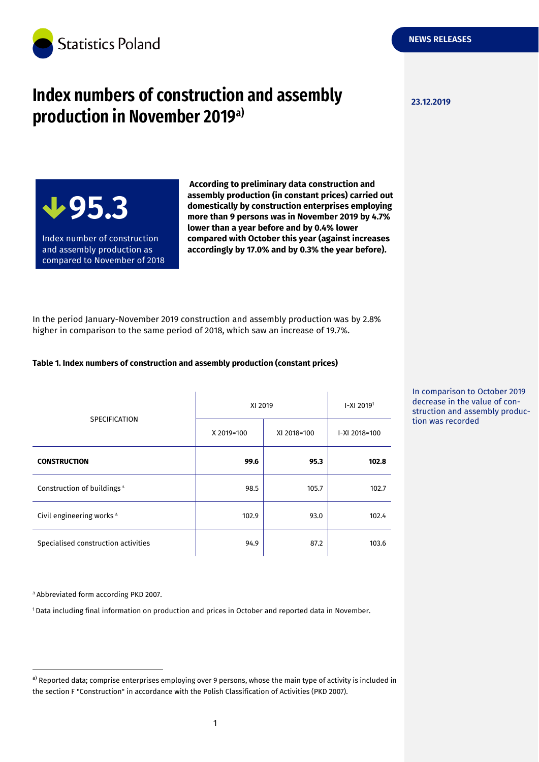Statistics Poland

NEWS RELEASES

23.12.2019

# Index numbers of construction and assembly production in November 2019[a)]

**↓95.3**

Index number of construction and assembly production as compared to November of 2018

**According to preliminary data construction and assembly production (in constant prices) carried out domestically by construction enterprises employing more than 9 persons was in November 2019 by 4.7% lower than a year before and by 0.4% lower compared with October this year (against increases accordingly by 17.0% and by 0.3% the year before).**

In the period January-November 2019 construction and assembly production was by 2.8% higher in comparison to the same period of 2018, which saw an increase of 19.7%.

In comparison to October 2019 decrease in the value of construction and assembly production was recorded

**Table 1. Index numbers of construction and assembly production (constant prices)**

| SPECIFICATION | XI 2019 | | I-XI 2019[1] |
|---|---|---|---|
| | X 2019=100 | XI 2018=100 | I-XI 2018=100 |
| **CONSTRUCTION** | **99.6** | **95.3** | **102.8** |
| Construction of buildings [Δ] | 98.5 | 105.7 | 102.7 |
| Civil engineering works [Δ] | 102.9 | 93.0 | 102.4 |
| Specialised construction activities | 94.9 | 87.2 | 103.6 |

[Δ] Abbreviated form according PKD 2007.

[1] Data including final information on production and prices in October and reported data in November.

[a)] Reported data; comprise enterprises employing over 9 persons, whose the main type of activity is included in the section F "Construction" in accordance with the Polish Classification of Activities (PKD 2007).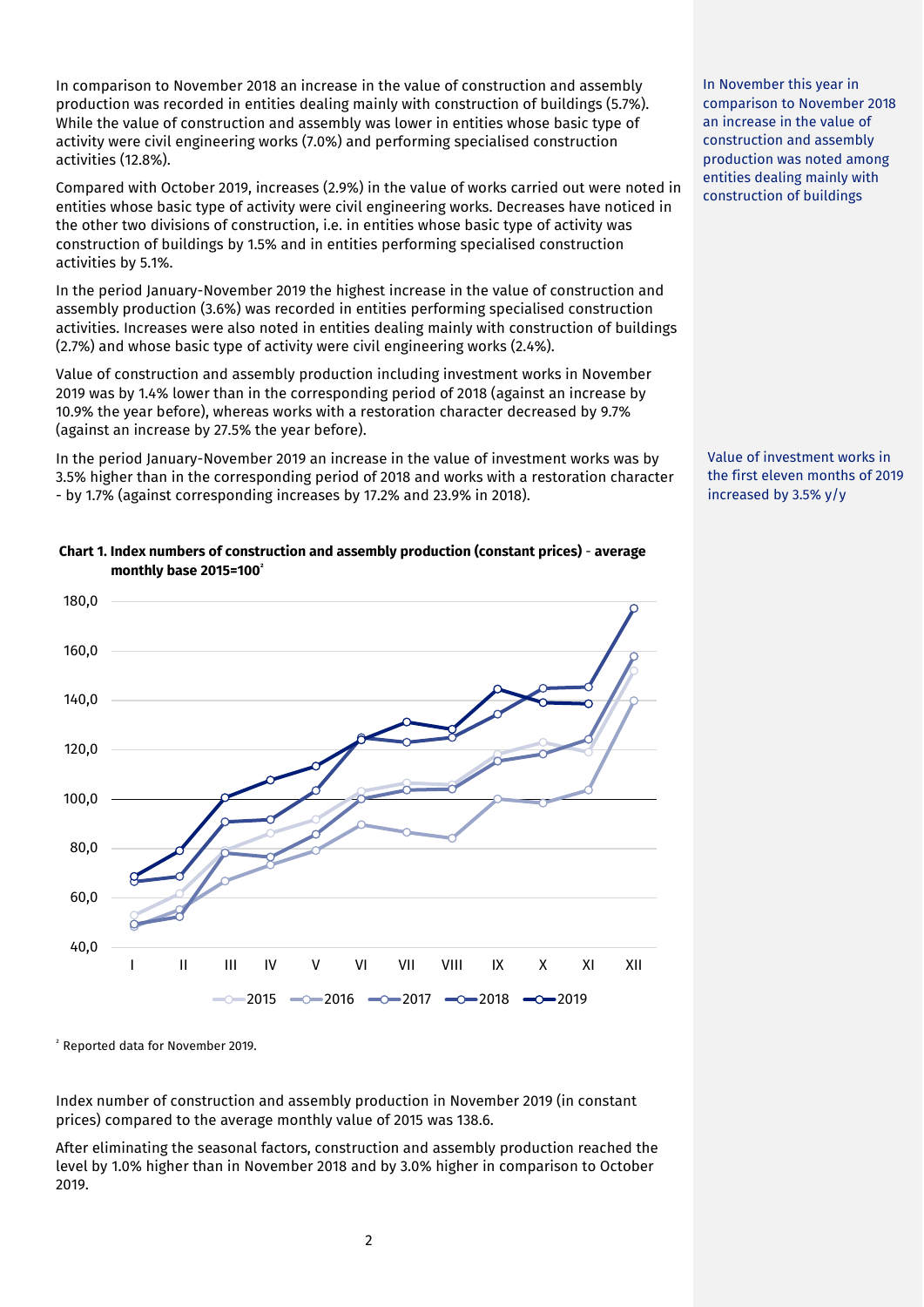In comparison to November 2018 an increase in the value of construction and assembly production was recorded in entities dealing mainly with construction of buildings (5.7%). While the value of construction and assembly was lower in entities whose basic type of activity were civil engineering works (7.0%) and performing specialised construction activities (12.8%).

In November this year in comparison to November 2018 an increase in the value of construction and assembly production was noted among entities dealing mainly with construction of buildings

Compared with October 2019, increases (2.9%) in the value of works carried out were noted in entities whose basic type of activity were civil engineering works. Decreases have noticed in the other two divisions of construction, i.e. in entities whose basic type of activity was construction of buildings by 1.5% and in entities performing specialised construction activities by 5.1%.

In the period January-November 2019 the highest increase in the value of construction and assembly production (3.6%) was recorded in entities performing specialised construction activities. Increases were also noted in entities dealing mainly with construction of buildings (2.7%) and whose basic type of activity were civil engineering works (2.4%).

Value of construction and assembly production including investment works in November 2019 was by 1.4% lower than in the corresponding period of 2018 (against an increase by 10.9% the year before), whereas works with a restoration character decreased by 9.7% (against an increase by 27.5% the year before).

In the period January-November 2019 an increase in the value of investment works was by 3.5% higher than in the corresponding period of 2018 and works with a restoration character - by 1.7% (against corresponding increases by 17.2% and 23.9% in 2018).

Value of investment works in the first eleven months of 2019 increased by 3.5% y/y

**Chart 1. Index numbers of construction and assembly production (constant prices) - average monthly base 2015=100**[2]

[2] Reported data for November 2019.

Index number of construction and assembly production in November 2019 (in constant prices) compared to the average monthly value of 2015 was 138.6.

After eliminating the seasonal factors, construction and assembly production reached the level by 1.0% higher than in November 2018 and by 3.0% higher in comparison to October 2019.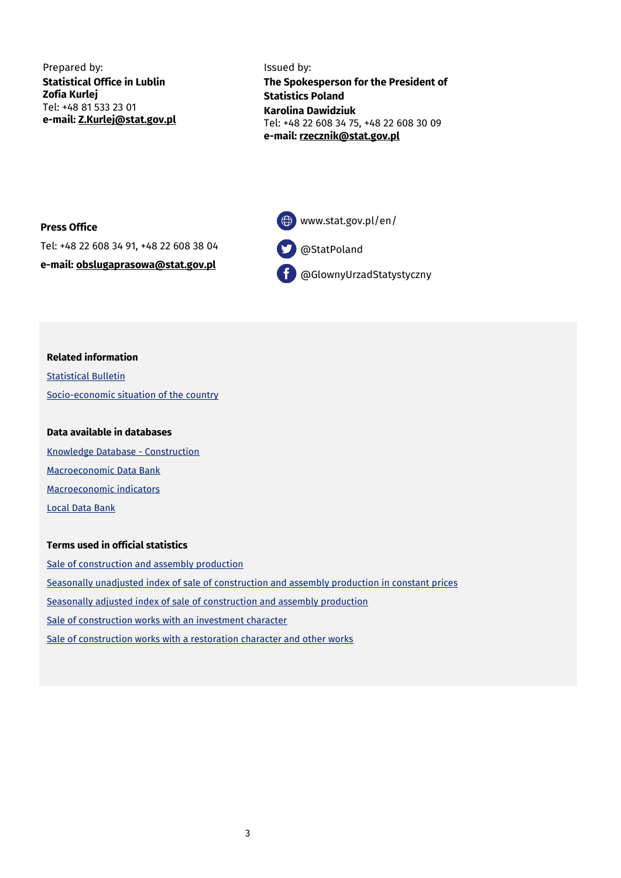Prepared by:
**Statistical Office in Lublin**
**Zofia Kurlej**
Tel: +48 81 533 23 01
**e-mail: Z.Kurlej@stat.gov.pl**

Issued by:
**The Spokesperson for the President of Statistics Poland**
**Karolina Dawidziuk**
Tel: +48 22 608 34 75, +48 22 608 30 09
**e-mail: rzecznik@stat.gov.pl**

**Press Office**

Tel: +48 22 608 34 91, +48 22 608 38 04

**e-mail: obslugaprasowa@stat.gov.pl**

www.stat.gov.pl/en/

@StatPoland

@GlownyUrzadStatystyczny

**Related information**

Statistical Bulletin

Socio-economic situation of the country

**Data available in databases**

Knowledge Database - Construction

Macroeconomic Data Bank

Macroeconomic indicators

Local Data Bank

**Terms used in official statistics**

Sale of construction and assembly production

Seasonally unadjusted index of sale of construction and assembly production in constant prices

Seasonally adjusted index of sale of construction and assembly production

Sale of construction works with an investment character

Sale of construction works with a restoration character and other works